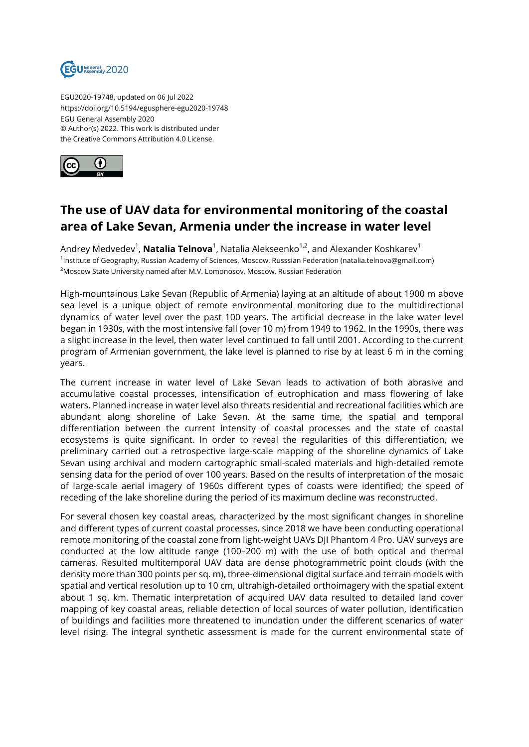EGU2020-19748, updated on 06 Jul 2022
https://doi.org/10.5194/egusphere-egu2020-19748
EGU General Assembly 2020
© Author(s) 2022. This work is distributed under
the Creative Commons Attribution 4.0 License.

# The use of UAV data for environmental monitoring of the coastal area of Lake Sevan, Armenia under the increase in water level

Andrey Medvedev[1], **Natalia Telnova**[1], Natalia Alekseenko[1,2], and Alexander Koshkarev[1]

[1]Institute of Geography, Russian Academy of Sciences, Moscow, Russsian Federation (natalia.telnova@gmail.com)
[2]Moscow State University named after M.V. Lomonosov, Moscow, Russian Federation

High-mountainous Lake Sevan (Republic of Armenia) laying at an altitude of about 1900 m above sea level is a unique object of remote environmental monitoring due to the multidirectional dynamics of water level over the past 100 years. The artificial decrease in the lake water level began in 1930s, with the most intensive fall (over 10 m) from 1949 to 1962. In the 1990s, there was a slight increase in the level, then water level continued to fall until 2001. According to the current program of Armenian government, the lake level is planned to rise by at least 6 m in the coming years.

The current increase in water level of Lake Sevan leads to activation of both abrasive and accumulative coastal processes, intensification of eutrophication and mass flowering of lake waters. Planned increase in water level also threats residential and recreational facilities which are abundant along shoreline of Lake Sevan. At the same time, the spatial and temporal differentiation between the current intensity of coastal processes and the state of coastal ecosystems is quite significant. In order to reveal the regularities of this differentiation, we preliminary carried out a retrospective large-scale mapping of the shoreline dynamics of Lake Sevan using archival and modern cartographic small-scaled materials and high-detailed remote sensing data for the period of over 100 years. Based on the results of interpretation of the mosaic of large-scale aerial imagery of 1960s different types of coasts were identified; the speed of receding of the lake shoreline during the period of its maximum decline was reconstructed.

For several chosen key coastal areas, characterized by the most significant changes in shoreline and different types of current coastal processes, since 2018 we have been conducting operational remote monitoring of the coastal zone from light-weight UAVs DJI Phantom 4 Pro. UAV surveys are conducted at the low altitude range (100–200 m) with the use of both optical and thermal cameras. Resulted multitemporal UAV data are dense photogrammetric point clouds (with the density more than 300 points per sq. m), three-dimensional digital surface and terrain models with spatial and vertical resolution up to 10 cm, ultrahigh-detailed orthoimagery with the spatial extent about 1 sq. km. Thematic interpretation of acquired UAV data resulted to detailed land cover mapping of key coastal areas, reliable detection of local sources of water pollution, identification of buildings and facilities more threatened to inundation under the different scenarios of water level rising. The integral synthetic assessment is made for the current environmental state of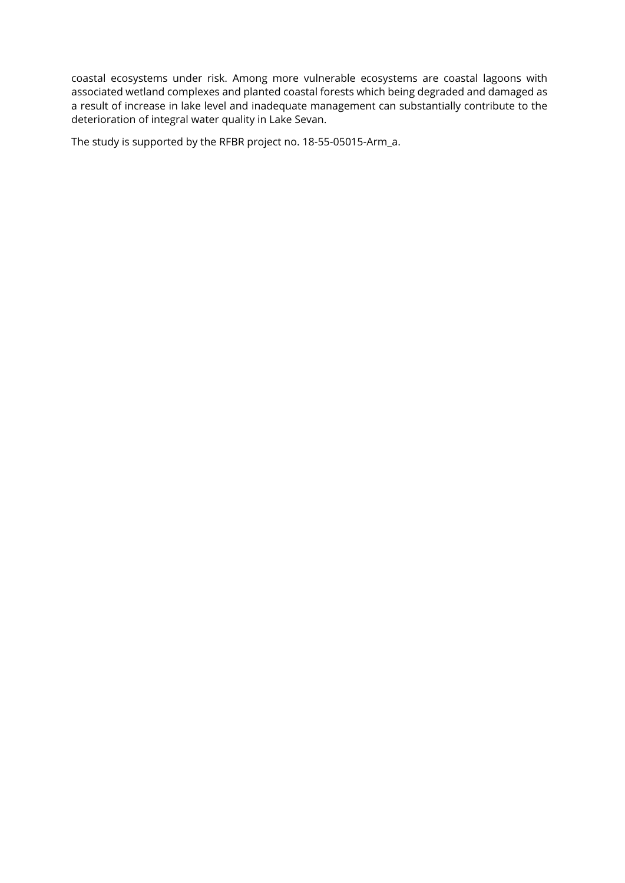coastal ecosystems under risk. Among more vulnerable ecosystems are coastal lagoons with associated wetland complexes and planted coastal forests which being degraded and damaged as a result of increase in lake level and inadequate management can substantially contribute to the deterioration of integral water quality in Lake Sevan.

The study is supported by the RFBR project no. 18-55-05015-Arm_a.